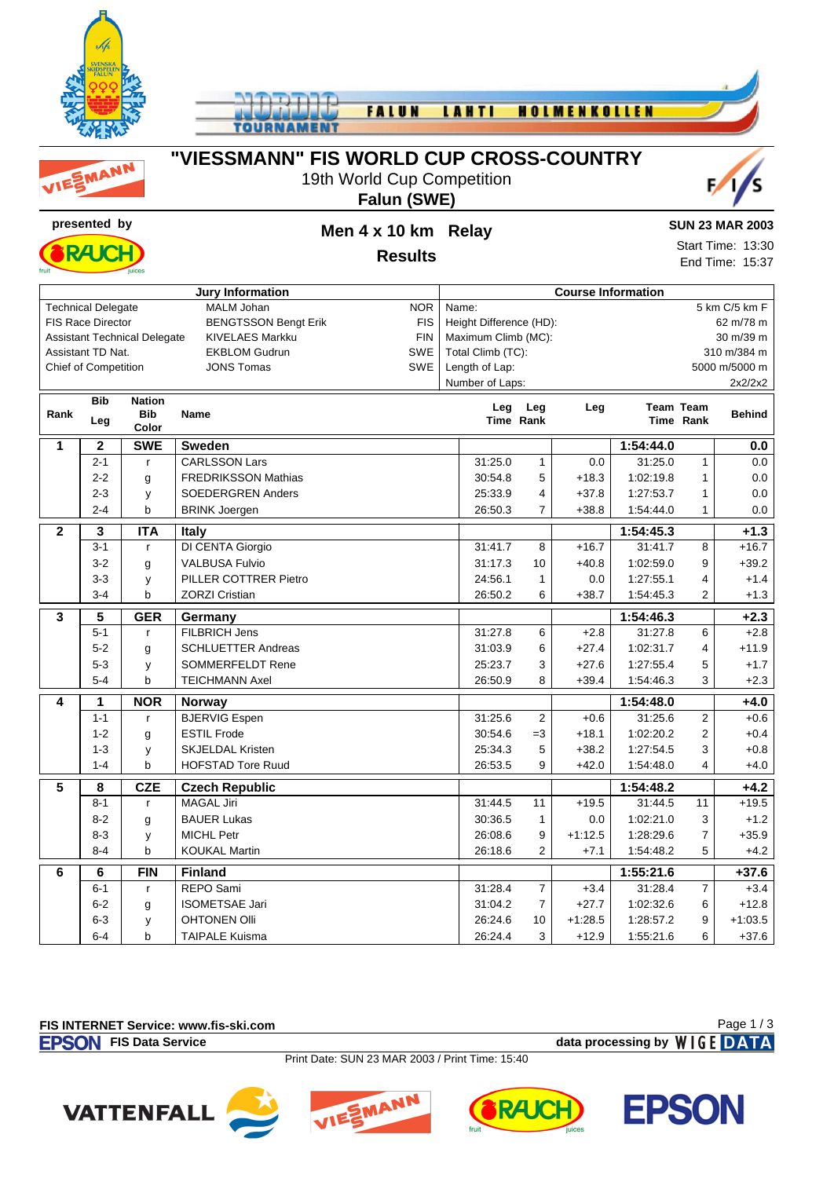# "VIESSMANN" FIS WORLD CUP CROSS-COUNTRY

19th World Cup Competition

**Falun (SWE)**

presented by

## Men 4 x 10 km Relay

**Results**

**SUN 23 MAR 2003**

Start Time: 13:30
End Time: 15:37

| Jury Information | | | Course Information | |
|---|---|---|---|---|
| Technical Delegate | MALM Johan | NOR | Name: | 5 km C/5 km F |
| FIS Race Director | BENGTSSON Bengt Erik | FIS | Height Difference (HD): | 62 m/78 m |
| Assistant Technical Delegate | KIVELAES Markku | FIN | Maximum Climb (MC): | 30 m/39 m |
| Assistant TD Nat. | EKBLOM Gudrun | SWE | Total Climb (TC): | 310 m/384 m |
| Chief of Competition | JONS Tomas | SWE | Length of Lap: | 5000 m/5000 m |
| | | | Number of Laps: | 2x2/2x2 |

| Rank | Bib Leg | Nation Bib Color | Name | Leg Time | Leg Rank | Leg | Team Time | Team Rank | Behind |
|---|---|---|---|---|---|---|---|---|---|
| **1** | **2** | **SWE** | **Sweden** | | | | **1:54:44.0** | | **0.0** |
| | 2-1 | r | CARLSSON Lars | 31:25.0 | 1 | 0.0 | 31:25.0 | 1 | 0.0 |
| | 2-2 | g | FREDRIKSSON Mathias | 30:54.8 | 5 | +18.3 | 1:02:19.8 | 1 | 0.0 |
| | 2-3 | y | SOEDERGREN Anders | 25:33.9 | 4 | +37.8 | 1:27:53.7 | 1 | 0.0 |
| | 2-4 | b | BRINK Joergen | 26:50.3 | 7 | +38.8 | 1:54:44.0 | 1 | 0.0 |
| **2** | **3** | **ITA** | **Italy** | | | | **1:54:45.3** | | **+1.3** |
| | 3-1 | r | DI CENTA Giorgio | 31:41.7 | 8 | +16.7 | 31:41.7 | 8 | +16.7 |
| | 3-2 | g | VALBUSA Fulvio | 31:17.3 | 10 | +40.8 | 1:02:59.0 | 9 | +39.2 |
| | 3-3 | y | PILLER COTTRER Pietro | 24:56.1 | 1 | 0.0 | 1:27:55.1 | 4 | +1.4 |
| | 3-4 | b | ZORZI Cristian | 26:50.2 | 6 | +38.7 | 1:54:45.3 | 2 | +1.3 |
| **3** | **5** | **GER** | **Germany** | | | | **1:54:46.3** | | **+2.3** |
| | 5-1 | r | FILBRICH Jens | 31:27.8 | 6 | +2.8 | 31:27.8 | 6 | +2.8 |
| | 5-2 | g | SCHLUETTER Andreas | 31:03.9 | 6 | +27.4 | 1:02:31.7 | 4 | +11.9 |
| | 5-3 | y | SOMMERFELDT Rene | 25:23.7 | 3 | +27.6 | 1:27:55.4 | 5 | +1.7 |
| | 5-4 | b | TEICHMANN Axel | 26:50.9 | 8 | +39.4 | 1:54:46.3 | 3 | +2.3 |
| **4** | **1** | **NOR** | **Norway** | | | | **1:54:48.0** | | **+4.0** |
| | 1-1 | r | BJERVIG Espen | 31:25.6 | 2 | +0.6 | 31:25.6 | 2 | +0.6 |
| | 1-2 | g | ESTIL Frode | 30:54.6 | =3 | +18.1 | 1:02:20.2 | 2 | +0.4 |
| | 1-3 | y | SKJELDAL Kristen | 25:34.3 | 5 | +38.2 | 1:27:54.5 | 3 | +0.8 |
| | 1-4 | b | HOFSTAD Tore Ruud | 26:53.5 | 9 | +42.0 | 1:54:48.0 | 4 | +4.0 |
| **5** | **8** | **CZE** | **Czech Republic** | | | | **1:54:48.2** | | **+4.2** |
| | 8-1 | r | MAGAL Jiri | 31:44.5 | 11 | +19.5 | 31:44.5 | 11 | +19.5 |
| | 8-2 | g | BAUER Lukas | 30:36.5 | 1 | 0.0 | 1:02:21.0 | 3 | +1.2 |
| | 8-3 | y | MICHL Petr | 26:08.6 | 9 | +1:12.5 | 1:28:29.6 | 7 | +35.9 |
| | 8-4 | b | KOUKAL Martin | 26:18.6 | 2 | +7.1 | 1:54:48.2 | 5 | +4.2 |
| **6** | **6** | **FIN** | **Finland** | | | | **1:55:21.6** | | **+37.6** |
| | 6-1 | r | REPO Sami | 31:28.4 | 7 | +3.4 | 31:28.4 | 7 | +3.4 |
| | 6-2 | g | ISOMETSAE Jari | 31:04.2 | 7 | +27.7 | 1:02:32.6 | 6 | +12.8 |
| | 6-3 | y | OHTONEN Olli | 26:24.6 | 10 | +1:28.5 | 1:28:57.2 | 9 | +1:03.5 |
| | 6-4 | b | TAIPALE Kuisma | 26:24.4 | 3 | +12.9 | 1:55:21.6 | 6 | +37.6 |

FIS INTERNET Service: www.fis-ski.com

EPSON FIS Data Service — data processing by WIGE DATA

Print Date: SUN 23 MAR 2003 / Print Time: 15:40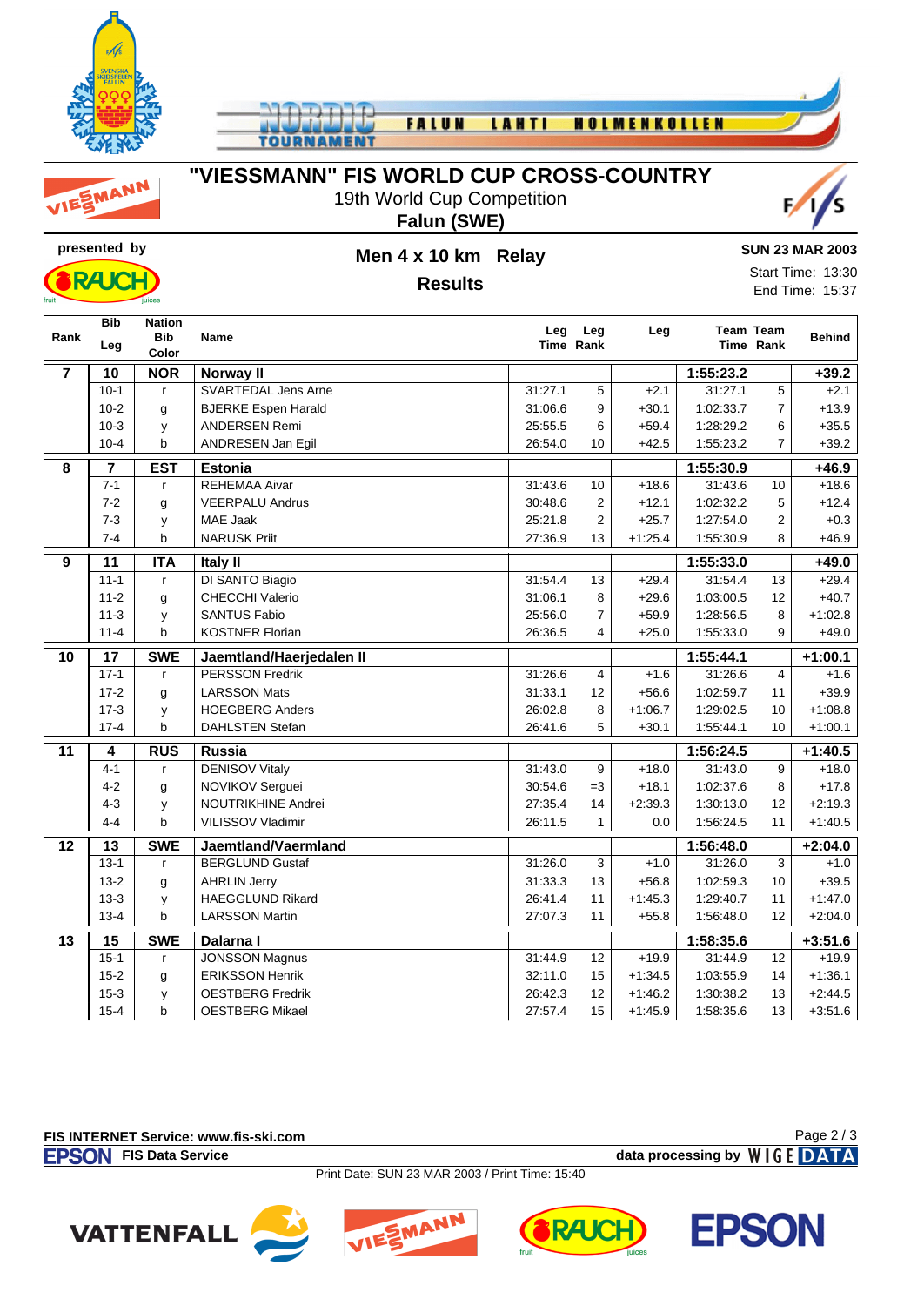# "VIESSMANN" FIS WORLD CUP CROSS-COUNTRY

19th World Cup Competition

**Falun (SWE)**

presented by

## Men 4 x 10 km Relay

**Results**

**SUN 23 MAR 2003**

Start Time: 13:30

End Time: 15:37

| Rank | Bib Leg | Nation Bib Color | Name | Leg Time | Leg Rank | Leg | Team Time | Team Rank | Behind |
|---|---|---|---|---|---|---|---|---|---|
| **7** | **10** | **NOR** | **Norway II** | | | | **1:55:23.2** | | **+39.2** |
| | 10-1 | r | SVARTEDAL Jens Arne | 31:27.1 | 5 | +2.1 | 31:27.1 | 5 | +2.1 |
| | 10-2 | g | BJERKE Espen Harald | 31:06.6 | 9 | +30.1 | 1:02:33.7 | 7 | +13.9 |
| | 10-3 | y | ANDERSEN Remi | 25:55.5 | 6 | +59.4 | 1:28:29.2 | 6 | +35.5 |
| | 10-4 | b | ANDRESEN Jan Egil | 26:54.0 | 10 | +42.5 | 1:55:23.2 | 7 | +39.2 |
| **8** | **7** | **EST** | **Estonia** | | | | **1:55:30.9** | | **+46.9** |
| | 7-1 | r | REHEMAA Aivar | 31:43.6 | 10 | +18.6 | 31:43.6 | 10 | +18.6 |
| | 7-2 | g | VEERPALU Andrus | 30:48.6 | 2 | +12.1 | 1:02:32.2 | 5 | +12.4 |
| | 7-3 | y | MAE Jaak | 25:21.8 | 2 | +25.7 | 1:27:54.0 | 2 | +0.3 |
| | 7-4 | b | NARUSK Priit | 27:36.9 | 13 | +1:25.4 | 1:55:30.9 | 8 | +46.9 |
| **9** | **11** | **ITA** | **Italy II** | | | | **1:55:33.0** | | **+49.0** |
| | 11-1 | r | DI SANTO Biagio | 31:54.4 | 13 | +29.4 | 31:54.4 | 13 | +29.4 |
| | 11-2 | g | CHECCHI Valerio | 31:06.1 | 8 | +29.6 | 1:03:00.5 | 12 | +40.7 |
| | 11-3 | y | SANTUS Fabio | 25:56.0 | 7 | +59.9 | 1:28:56.5 | 8 | +1:02.8 |
| | 11-4 | b | KOSTNER Florian | 26:36.5 | 4 | +25.0 | 1:55:33.0 | 9 | +49.0 |
| **10** | **17** | **SWE** | **Jaemtland/Haerjedalen II** | | | | **1:55:44.1** | | **+1:00.1** |
| | 17-1 | r | PERSSON Fredrik | 31:26.6 | 4 | +1.6 | 31:26.6 | 4 | +1.6 |
| | 17-2 | g | LARSSON Mats | 31:33.1 | 12 | +56.6 | 1:02:59.7 | 11 | +39.9 |
| | 17-3 | y | HOEGBERG Anders | 26:02.8 | 8 | +1:06.7 | 1:29:02.5 | 10 | +1:08.8 |
| | 17-4 | b | DAHLSTEN Stefan | 26:41.6 | 5 | +30.1 | 1:55:44.1 | 10 | +1:00.1 |
| **11** | **4** | **RUS** | **Russia** | | | | **1:56:24.5** | | **+1:40.5** |
| | 4-1 | r | DENISOV Vitaly | 31:43.0 | 9 | +18.0 | 31:43.0 | 9 | +18.0 |
| | 4-2 | g | NOVIKOV Serguei | 30:54.6 | =3 | +18.1 | 1:02:37.6 | 8 | +17.8 |
| | 4-3 | y | NOUTRIKHINE Andrei | 27:35.4 | 14 | +2:39.3 | 1:30:13.0 | 12 | +2:19.3 |
| | 4-4 | b | VILISSOV Vladimir | 26:11.5 | 1 | 0.0 | 1:56:24.5 | 11 | +1:40.5 |
| **12** | **13** | **SWE** | **Jaemtland/Vaermland** | | | | **1:56:48.0** | | **+2:04.0** |
| | 13-1 | r | BERGLUND Gustaf | 31:26.0 | 3 | +1.0 | 31:26.0 | 3 | +1.0 |
| | 13-2 | g | AHRLIN Jerry | 31:33.3 | 13 | +56.8 | 1:02:59.3 | 10 | +39.5 |
| | 13-3 | y | HAEGGLUND Rikard | 26:41.4 | 11 | +1:45.3 | 1:29:40.7 | 11 | +1:47.0 |
| | 13-4 | b | LARSSON Martin | 27:07.3 | 11 | +55.8 | 1:56:48.0 | 12 | +2:04.0 |
| **13** | **15** | **SWE** | **Dalarna I** | | | | **1:58:35.6** | | **+3:51.6** |
| | 15-1 | r | JONSSON Magnus | 31:44.9 | 12 | +19.9 | 31:44.9 | 12 | +19.9 |
| | 15-2 | g | ERIKSSON Henrik | 32:11.0 | 15 | +1:34.5 | 1:03:55.9 | 14 | +1:36.1 |
| | 15-3 | y | OESTBERG Fredrik | 26:42.3 | 12 | +1:46.2 | 1:30:38.2 | 13 | +2:44.5 |
| | 15-4 | b | OESTBERG Mikael | 27:57.4 | 15 | +1:45.9 | 1:58:35.6 | 13 | +3:51.6 |

FIS INTERNET Service: www.fis-ski.com

FIS Data Service — data processing by WIGE DATA

Print Date: SUN 23 MAR 2003 / Print Time: 15:40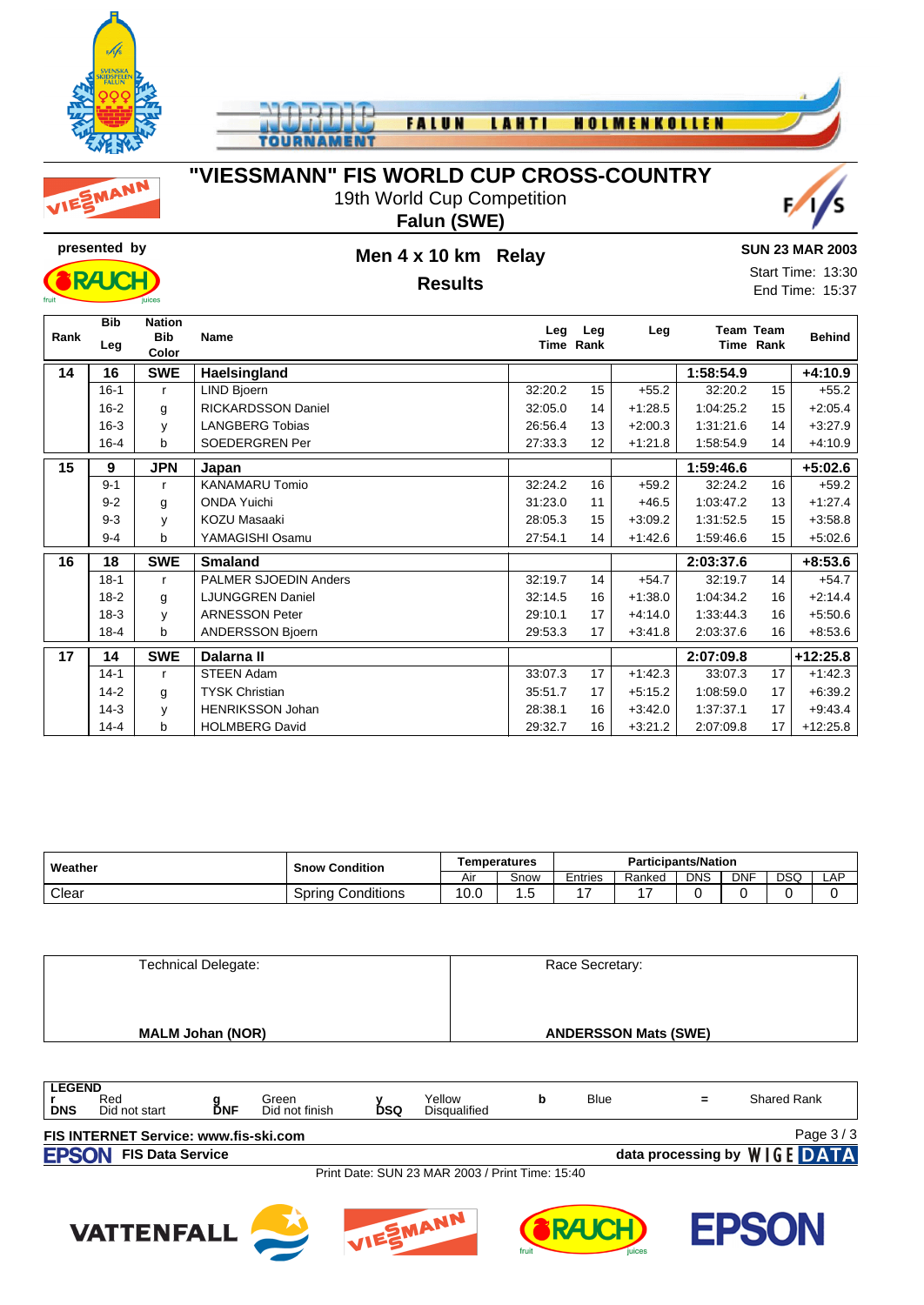# "VIESSMANN" FIS WORLD CUP CROSS-COUNTRY

19th World Cup Competition

**Falun (SWE)**

presented by

## Men 4 x 10 km Relay

**Results**

**SUN 23 MAR 2003**

Start Time: 13:30

End Time: 15:37

| Rank | Bib Leg | Nation Bib Color | Name | Leg Time | Leg Rank | Leg | Team Time | Team Rank | Behind |
|---|---|---|---|---|---|---|---|---|---|
| **14** | **16** | **SWE** | **Haelsingland** | | | | **1:58:54.9** | | **+4:10.9** |
| | 16-1 | r | LIND Bjoern | 32:20.2 | 15 | +55.2 | 32:20.2 | 15 | +55.2 |
| | 16-2 | g | RICKARDSSON Daniel | 32:05.0 | 14 | +1:28.5 | 1:04:25.2 | 15 | +2:05.4 |
| | 16-3 | y | LANGBERG Tobias | 26:56.4 | 13 | +2:00.3 | 1:31:21.6 | 14 | +3:27.9 |
| | 16-4 | b | SOEDERGREN Per | 27:33.3 | 12 | +1:21.8 | 1:58:54.9 | 14 | +4:10.9 |
| **15** | **9** | **JPN** | **Japan** | | | | **1:59:46.6** | | **+5:02.6** |
| | 9-1 | r | KANAMARU Tomio | 32:24.2 | 16 | +59.2 | 32:24.2 | 16 | +59.2 |
| | 9-2 | g | ONDA Yuichi | 31:23.0 | 11 | +46.5 | 1:03:47.2 | 13 | +1:27.4 |
| | 9-3 | y | KOZU Masaaki | 28:05.3 | 15 | +3:09.2 | 1:31:52.5 | 15 | +3:58.8 |
| | 9-4 | b | YAMAGISHI Osamu | 27:54.1 | 14 | +1:42.6 | 1:59:46.6 | 15 | +5:02.6 |
| **16** | **18** | **SWE** | **Smaland** | | | | **2:03:37.6** | | **+8:53.6** |
| | 18-1 | r | PALMER SJOEDIN Anders | 32:19.7 | 14 | +54.7 | 32:19.7 | 14 | +54.7 |
| | 18-2 | g | LJUNGGREN Daniel | 32:14.5 | 16 | +1:38.0 | 1:04:34.2 | 16 | +2:14.4 |
| | 18-3 | y | ARNESSON Peter | 29:10.1 | 17 | +4:14.0 | 1:33:44.3 | 16 | +5:50.6 |
| | 18-4 | b | ANDERSSON Bjoern | 29:53.3 | 17 | +3:41.8 | 2:03:37.6 | 16 | +8:53.6 |
| **17** | **14** | **SWE** | **Dalarna II** | | | | **2:07:09.8** | | **+12:25.8** |
| | 14-1 | r | STEEN Adam | 33:07.3 | 17 | +1:42.3 | 33:07.3 | 17 | +1:42.3 |
| | 14-2 | g | TYSK Christian | 35:51.7 | 17 | +5:15.2 | 1:08:59.0 | 17 | +6:39.2 |
| | 14-3 | y | HENRIKSSON Johan | 28:38.1 | 16 | +3:42.0 | 1:37:37.1 | 17 | +9:43.4 |
| | 14-4 | b | HOLMBERG David | 29:32.7 | 16 | +3:21.2 | 2:07:09.8 | 17 | +12:25.8 |

| Weather | Snow Condition | Temperatures | | Participants/Nation | | | | | |
|---|---|---|---|---|---|---|---|---|---|
| | | Air | Snow | Entries | Ranked | DNS | DNF | DSQ | LAP |
| Clear | Spring Conditions | 10.0 | 1.5 | 17 | 17 | 0 | 0 | 0 | 0 |

| Technical Delegate: | Race Secretary: |
|---|---|
| **MALM Johan (NOR)** | **ANDERSSON Mats (SWE)** |

**LEGEND**

| | | | | | | | |
|---|---|---|---|---|---|---|---|
| r | Red | g | Green | y | Yellow | b | Blue |
| DNS | Did not start | DNF | Did not finish | DSQ | Disqualified | = | Shared Rank |

**FIS INTERNET Service: www.fis-ski.com**

**EPSON FIS Data Service** — **data processing by WIGE DATA**

Print Date: SUN 23 MAR 2003 / Print Time: 15:40